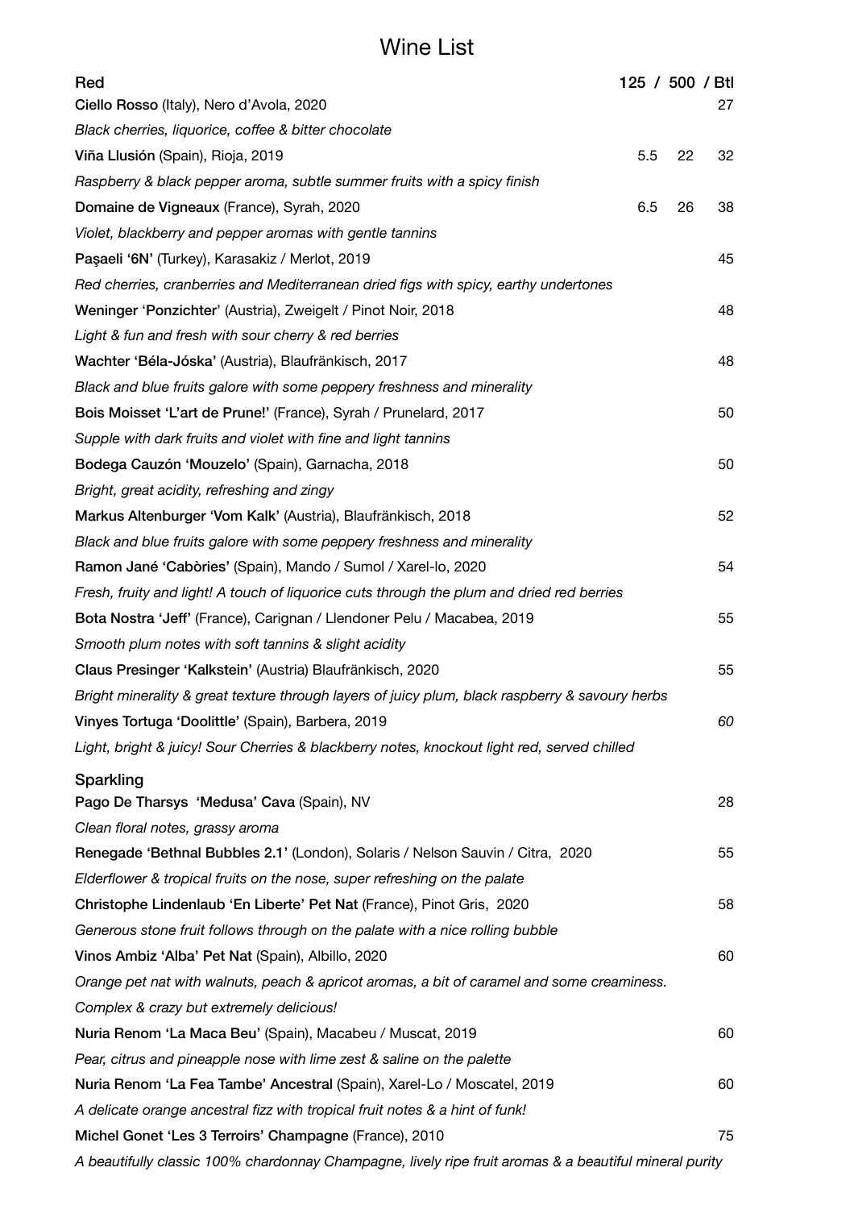# Wine List

| Red | 125 | 500 | Btl |
|---|---|---|---|
| **Ciello Rosso** (Italy), Nero d'Avola, 2020 | | | 27 |
| *Black cherries, liquorice, coffee & bitter chocolate* | | | |
| **Viña Llusión** (Spain), Rioja, 2019 | 5.5 | 22 | 32 |
| *Raspberry & black pepper aroma, subtle summer fruits with a spicy finish* | | | |
| **Domaine de Vigneaux** (France), Syrah, 2020 | 6.5 | 26 | 38 |
| *Violet, blackberry and pepper aromas with gentle tannins* | | | |
| **Paşaeli '6N'** (Turkey), Karasakiz / Merlot, 2019 | | | 45 |
| *Red cherries, cranberries and Mediterranean dried figs with spicy, earthy undertones* | | | |
| **Weninger 'Ponzichter'** (Austria), Zweigelt / Pinot Noir, 2018 | | | 48 |
| *Light & fun and fresh with sour cherry & red berries* | | | |
| **Wachter 'Béla-Jóska'** (Austria), Blaufränkisch, 2017 | | | 48 |
| *Black and blue fruits galore with some peppery freshness and minerality* | | | |
| **Bois Moisset 'L'art de Prune!'** (France), Syrah / Prunelard, 2017 | | | 50 |
| *Supple with dark fruits and violet with fine and light tannins* | | | |
| **Bodega Cauzón 'Mouzelo'** (Spain), Garnacha, 2018 | | | 50 |
| *Bright, great acidity, refreshing and zingy* | | | |
| **Markus Altenburger 'Vom Kalk'** (Austria), Blaufränkisch, 2018 | | | 52 |
| *Black and blue fruits galore with some peppery freshness and minerality* | | | |
| **Ramon Jané 'Cabòries'** (Spain), Mando / Sumol / Xarel-lo, 2020 | | | 54 |
| *Fresh, fruity and light! A touch of liquorice cuts through the plum and dried red berries* | | | |
| **Bota Nostra 'Jeff'** (France), Carignan / Llendoner Pelu / Macabea, 2019 | | | 55 |
| *Smooth plum notes with soft tannins & slight acidity* | | | |
| **Claus Presinger 'Kalkstein'** (Austria) Blaufränkisch, 2020 | | | 55 |
| *Bright minerality & great texture through layers of juicy plum, black raspberry & savoury herbs* | | | |
| **Vinyes Tortuga 'Doolittle'** (Spain), Barbera, 2019 | | | *60* |
| *Light, bright & juicy! Sour Cherries & blackberry notes, knockout light red, served chilled* | | | |

| Sparkling | Btl |
|---|---|
| **Pago De Tharsys 'Medusa' Cava** (Spain), NV | 28 |
| *Clean floral notes, grassy aroma* | |
| **Renegade 'Bethnal Bubbles 2.1'** (London), Solaris / Nelson Sauvin / Citra, 2020 | 55 |
| *Elderflower & tropical fruits on the nose, super refreshing on the palate* | |
| **Christophe Lindenlaub 'En Liberte' Pet Nat** (France), Pinot Gris, 2020 | 58 |
| *Generous stone fruit follows through on the palate with a nice rolling bubble* | |
| **Vinos Ambiz 'Alba' Pet Nat** (Spain), Albillo, 2020 | 60 |
| *Orange pet nat with walnuts, peach & apricot aromas, a bit of caramel and some creaminess. Complex & crazy but extremely delicious!* | |
| **Nuria Renom 'La Maca Beu'** (Spain), Macabeu / Muscat, 2019 | 60 |
| *Pear, citrus and pineapple nose with lime zest & saline on the palette* | |
| **Nuria Renom 'La Fea Tambe' Ancestral** (Spain), Xarel-Lo / Moscatel, 2019 | 60 |
| *A delicate orange ancestral fizz with tropical fruit notes & a hint of funk!* | |
| **Michel Gonet 'Les 3 Terroirs' Champagne** (France), 2010 | 75 |
| *A beautifully classic 100% chardonnay Champagne, lively ripe fruit aromas & a beautiful mineral purity* | |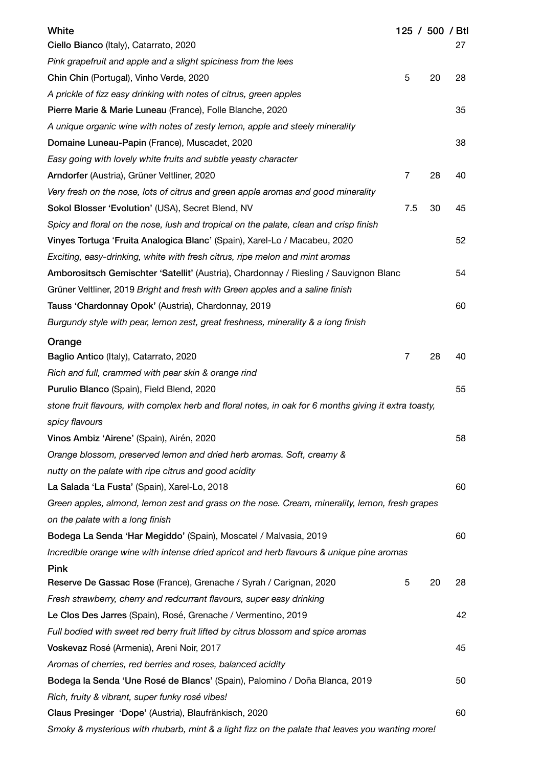## White

| | 125 | 500 | Btl |
|---|---|---|---|
| **Ciello Bianco** (Italy), Catarrato, 2020<br>*Pink grapefruit and apple and a slight spiciness from the lees* | | | 27 |
| **Chin Chin** (Portugal), Vinho Verde, 2020<br>*A prickle of fizz easy drinking with notes of citrus, green apples* | 5 | 20 | 28 |
| **Pierre Marie & Marie Luneau** (France), Folle Blanche, 2020<br>*A unique organic wine with notes of zesty lemon, apple and steely minerality* | | | 35 |
| **Domaine Luneau-Papin** (France), Muscadet, 2020<br>*Easy going with lovely white fruits and subtle yeasty character* | | | 38 |
| **Arndorfer** (Austria), Grüner Veltliner, 2020<br>*Very fresh on the nose, lots of citrus and green apple aromas and good minerality* | 7 | 28 | 40 |
| **Sokol Blosser 'Evolution'** (USA), Secret Blend, NV<br>*Spicy and floral on the nose, lush and tropical on the palate, clean and crisp finish* | 7.5 | 30 | 45 |
| **Vinyes Tortuga 'Fruita Analogica Blanc'** (Spain), Xarel-Lo / Macabeu, 2020<br>*Exciting, easy-drinking, white with fresh citrus, ripe melon and mint aromas* | | | 52 |
| **Amborositsch Gemischter 'Satellit'** (Austria), Chardonnay / Riesling / Sauvignon Blanc Grüner Veltliner, 2019 *Bright and fresh with Green apples and a saline finish* | | | 54 |
| **Tauss 'Chardonnay Opok'** (Austria), Chardonnay, 2019<br>*Burgundy style with pear, lemon zest, great freshness, minerality & a long finish* | | | 60 |

## Orange

| | 125 | 500 | Btl |
|---|---|---|---|
| **Baglio Antico** (Italy), Catarrato, 2020<br>*Rich and full, crammed with pear skin & orange rind* | 7 | 28 | 40 |
| **Purulio Blanco** (Spain), Field Blend, 2020<br>*stone fruit flavours, with complex herb and floral notes, in oak for 6 months giving it extra toasty, spicy flavours* | | | 55 |
| **Vinos Ambiz 'Airene'** (Spain), Airén, 2020<br>*Orange blossom, preserved lemon and dried herb aromas. Soft, creamy & nutty on the palate with ripe citrus and good acidity* | | | 58 |
| **La Salada 'La Fusta'** (Spain), Xarel-Lo, 2018<br>*Green apples, almond, lemon zest and grass on the nose. Cream, minerality, lemon, fresh grapes on the palate with a long finish* | | | 60 |
| **Bodega La Senda 'Har Megiddo'** (Spain), Moscatel / Malvasia, 2019<br>*Incredible orange wine with intense dried apricot and herb flavours & unique pine aromas* | | | 60 |

## Pink

| | 125 | 500 | Btl |
|---|---|---|---|
| **Reserve De Gassac Rose** (France), Grenache / Syrah / Carignan, 2020<br>*Fresh strawberry, cherry and redcurrant flavours, super easy drinking* | 5 | 20 | 28 |
| **Le Clos Des Jarres** (Spain), Rosé, Grenache / Vermentino, 2019<br>*Full bodied with sweet red berry fruit lifted by citrus blossom and spice aromas* | | | 42 |
| **Voskevaz** Rosé (Armenia), Areni Noir, 2017<br>*Aromas of cherries, red berries and roses, balanced acidity* | | | 45 |
| **Bodega la Senda 'Une Rosé de Blancs'** (Spain), Palomino / Doña Blanca, 2019<br>*Rich, fruity & vibrant, super funky rosé vibes!* | | | 50 |
| **Claus Presinger 'Dope'** (Austria), Blaufränkisch, 2020<br>*Smoky & mysterious with rhubarb, mint & a light fizz on the palate that leaves you wanting more!* | | | 60 |